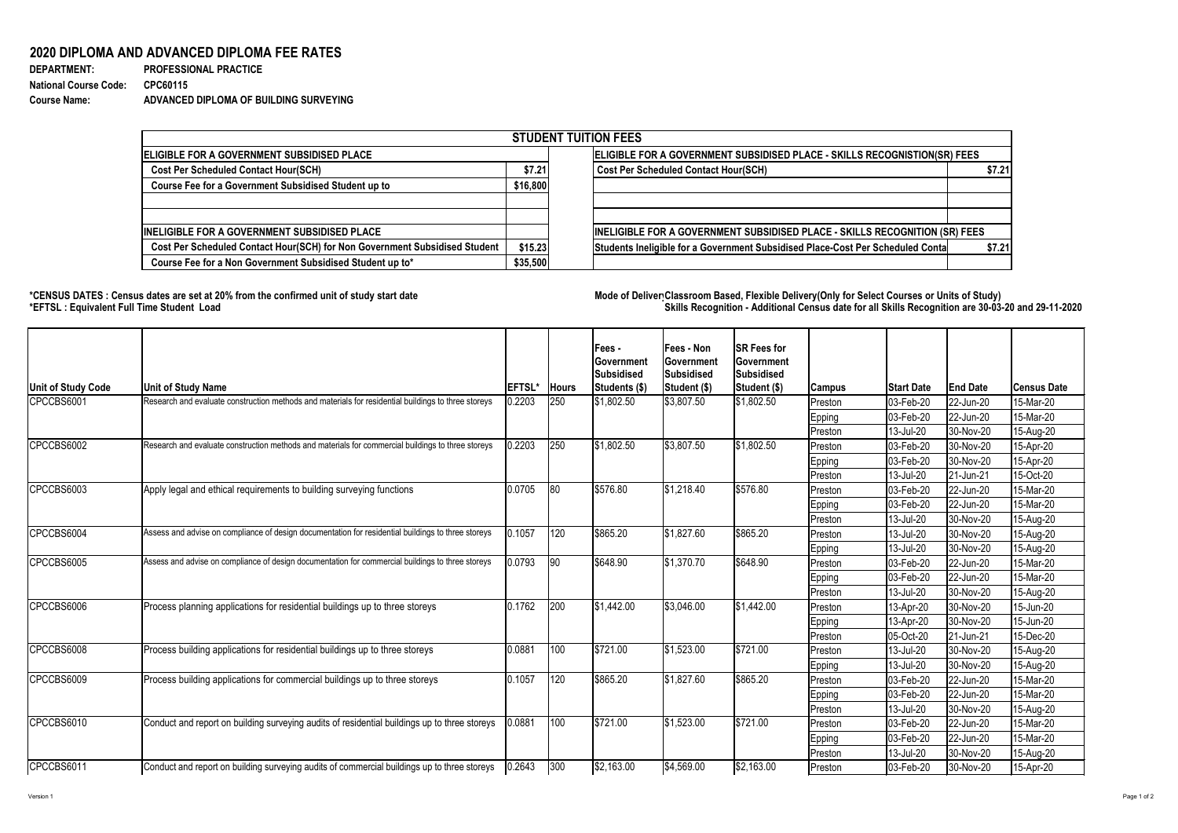## 2020 DIPLOMA AND ADVANCED DIPLOMA FEE RATES

**DEPARTMENT:** PROFESSIONAL PRACTICE
**National Course Code:** CPC60115
**Course Name:** ADVANCED DIPLOMA OF BUILDING SURVEYING

| STUDENT TUITION FEES | | | |
|---|---|---|---|
| **ELIGIBLE FOR A GOVERNMENT SUBSIDISED PLACE** | | **ELIGIBLE FOR A GOVERNMENT SUBSIDISED PLACE - SKILLS RECOGNISTION(SR) FEES** | |
| Cost Per Scheduled Contact Hour(SCH) | $7.21 | Cost Per Scheduled Contact Hour(SCH) | $7.21 |
| Course Fee for a Government Subsidised Student up to | $16,800 | | |
| | | | |
| | | | |
| **INELIGIBLE FOR A GOVERNMENT SUBSIDISED PLACE** | | **INELIGIBLE FOR A GOVERNMENT SUBSIDISED PLACE - SKILLS RECOGNITION (SR) FEES** | |
| Cost Per Scheduled Contact Hour(SCH) for Non Government Subsidised Student | $15.23 | Students Ineligible for a Government Subsidised Place-Cost Per Scheduled Conta | $7.21 |
| Course Fee for a Non Government Subsidised Student up to* | $35,500 | | |

**\*CENSUS DATES : Census dates are set at 20% from the confirmed unit of study start date**
**\*EFTSL : Equivalent Full Time Student Load**

**Mode of Delivery: Classroom Based, Flexible Delivery(Only for Select Courses or Units of Study)**
**Skills Recognition - Additional Census date for all Skills Recognition are 30-03-20 and 29-11-2020**

| Unit of Study Code | Unit of Study Name | EFTSL* | Hours | Fees - Government Subsidised Students ($) | Fees - Non Government Subsidised Student ($) | SR Fees for Government Subsidised Student ($) | Campus | Start Date | End Date | Census Date |
|---|---|---|---|---|---|---|---|---|---|---|
| CPCCBS6001 | Research and evaluate construction methods and materials for residential buildings to three storeys | 0.2203 | 250 | $1,802.50 | $3,807.50 | $1,802.50 | Preston | 03-Feb-20 | 22-Jun-20 | 15-Mar-20 |
| | | | | | | | Epping | 03-Feb-20 | 22-Jun-20 | 15-Mar-20 |
| | | | | | | | Preston | 13-Jul-20 | 30-Nov-20 | 15-Aug-20 |
| CPCCBS6002 | Research and evaluate construction methods and materials for commercial buildings to three storeys | 0.2203 | 250 | $1,802.50 | $3,807.50 | $1,802.50 | Preston | 03-Feb-20 | 30-Nov-20 | 15-Apr-20 |
| | | | | | | | Epping | 03-Feb-20 | 30-Nov-20 | 15-Apr-20 |
| | | | | | | | Preston | 13-Jul-20 | 21-Jun-21 | 15-Oct-20 |
| CPCCBS6003 | Apply legal and ethical requirements to building surveying functions | 0.0705 | 80 | $576.80 | $1,218.40 | $576.80 | Preston | 03-Feb-20 | 22-Jun-20 | 15-Mar-20 |
| | | | | | | | Epping | 03-Feb-20 | 22-Jun-20 | 15-Mar-20 |
| | | | | | | | Preston | 13-Jul-20 | 30-Nov-20 | 15-Aug-20 |
| CPCCBS6004 | Assess and advise on compliance of design documentation for residential buildings to three storeys | 0.1057 | 120 | $865.20 | $1,827.60 | $865.20 | Preston | 13-Jul-20 | 30-Nov-20 | 15-Aug-20 |
| | | | | | | | Epping | 13-Jul-20 | 30-Nov-20 | 15-Aug-20 |
| CPCCBS6005 | Assess and advise on compliance of design documentation for commercial buildings to three storeys | 0.0793 | 90 | $648.90 | $1,370.70 | $648.90 | Preston | 03-Feb-20 | 22-Jun-20 | 15-Mar-20 |
| | | | | | | | Epping | 03-Feb-20 | 22-Jun-20 | 15-Mar-20 |
| | | | | | | | Preston | 13-Jul-20 | 30-Nov-20 | 15-Aug-20 |
| CPCCBS6006 | Process planning applications for residential buildings up to three storeys | 0.1762 | 200 | $1,442.00 | $3,046.00 | $1,442.00 | Preston | 13-Apr-20 | 30-Nov-20 | 15-Jun-20 |
| | | | | | | | Epping | 13-Apr-20 | 30-Nov-20 | 15-Jun-20 |
| | | | | | | | Preston | 05-Oct-20 | 21-Jun-21 | 15-Dec-20 |
| CPCCBS6008 | Process building applications for residential buildings up to three storeys | 0.0881 | 100 | $721.00 | $1,523.00 | $721.00 | Preston | 13-Jul-20 | 30-Nov-20 | 15-Aug-20 |
| | | | | | | | Epping | 13-Jul-20 | 30-Nov-20 | 15-Aug-20 |
| CPCCBS6009 | Process building applications for commercial buildings up to three storeys | 0.1057 | 120 | $865.20 | $1,827.60 | $865.20 | Preston | 03-Feb-20 | 22-Jun-20 | 15-Mar-20 |
| | | | | | | | Epping | 03-Feb-20 | 22-Jun-20 | 15-Mar-20 |
| | | | | | | | Preston | 13-Jul-20 | 30-Nov-20 | 15-Aug-20 |
| CPCCBS6010 | Conduct and report on building surveying audits of residential buildings up to three storeys | 0.0881 | 100 | $721.00 | $1,523.00 | $721.00 | Preston | 03-Feb-20 | 22-Jun-20 | 15-Mar-20 |
| | | | | | | | Epping | 03-Feb-20 | 22-Jun-20 | 15-Mar-20 |
| | | | | | | | Preston | 13-Jul-20 | 30-Nov-20 | 15-Aug-20 |
| CPCCBS6011 | Conduct and report on building surveying audits of commercial buildings up to three storeys | 0.2643 | 300 | $2,163.00 | $4,569.00 | $2,163.00 | Preston | 03-Feb-20 | 30-Nov-20 | 15-Apr-20 |

Version 1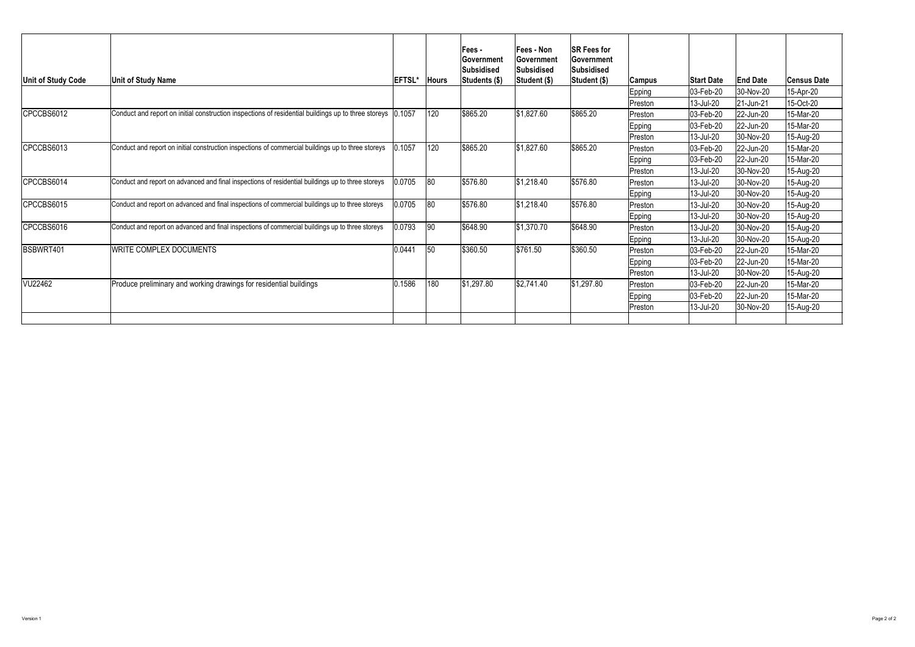| Unit of Study Code | Unit of Study Name | EFTSL* | Hours | Fees - Government Subsidised Students ($) | Fees - Non Government Subsidised Student ($) | SR Fees for Government Subsidised Student ($) | Campus | Start Date | End Date | Census Date |
|---|---|---|---|---|---|---|---|---|---|---|
| | | | | | | | Epping | 03-Feb-20 | 30-Nov-20 | 15-Apr-20 |
| | | | | | | | Preston | 13-Jul-20 | 21-Jun-21 | 15-Oct-20 |
| CPCCBS6012 | Conduct and report on initial construction inspections of residential buildings up to three storeys | 0.1057 | 120 | $865.20 | $1,827.60 | $865.20 | Preston | 03-Feb-20 | 22-Jun-20 | 15-Mar-20 |
| | | | | | | | Epping | 03-Feb-20 | 22-Jun-20 | 15-Mar-20 |
| | | | | | | | Preston | 13-Jul-20 | 30-Nov-20 | 15-Aug-20 |
| CPCCBS6013 | Conduct and report on initial construction inspections of commercial buildings up to three storeys | 0.1057 | 120 | $865.20 | $1,827.60 | $865.20 | Preston | 03-Feb-20 | 22-Jun-20 | 15-Mar-20 |
| | | | | | | | Epping | 03-Feb-20 | 22-Jun-20 | 15-Mar-20 |
| | | | | | | | Preston | 13-Jul-20 | 30-Nov-20 | 15-Aug-20 |
| CPCCBS6014 | Conduct and report on advanced and final inspections of residential buildings up to three storeys | 0.0705 | 80 | $576.80 | $1,218.40 | $576.80 | Preston | 13-Jul-20 | 30-Nov-20 | 15-Aug-20 |
| | | | | | | | Epping | 13-Jul-20 | 30-Nov-20 | 15-Aug-20 |
| CPCCBS6015 | Conduct and report on advanced and final inspections of commercial buildings up to three storeys | 0.0705 | 80 | $576.80 | $1,218.40 | $576.80 | Preston | 13-Jul-20 | 30-Nov-20 | 15-Aug-20 |
| | | | | | | | Epping | 13-Jul-20 | 30-Nov-20 | 15-Aug-20 |
| CPCCBS6016 | Conduct and report on advanced and final inspections of commercial buildings up to three storeys | 0.0793 | 90 | $648.90 | $1,370.70 | $648.90 | Preston | 13-Jul-20 | 30-Nov-20 | 15-Aug-20 |
| | | | | | | | Epping | 13-Jul-20 | 30-Nov-20 | 15-Aug-20 |
| BSBWRT401 | WRITE COMPLEX DOCUMENTS | 0.0441 | 50 | $360.50 | $761.50 | $360.50 | Preston | 03-Feb-20 | 22-Jun-20 | 15-Mar-20 |
| | | | | | | | Epping | 03-Feb-20 | 22-Jun-20 | 15-Mar-20 |
| | | | | | | | Preston | 13-Jul-20 | 30-Nov-20 | 15-Aug-20 |
| VU22462 | Produce preliminary and working drawings for residential buildings | 0.1586 | 180 | $1,297.80 | $2,741.40 | $1,297.80 | Preston | 03-Feb-20 | 22-Jun-20 | 15-Mar-20 |
| | | | | | | | Epping | 03-Feb-20 | 22-Jun-20 | 15-Mar-20 |
| | | | | | | | Preston | 13-Jul-20 | 30-Nov-20 | 15-Aug-20 |
| | | | | | | | | | | |

Version 1